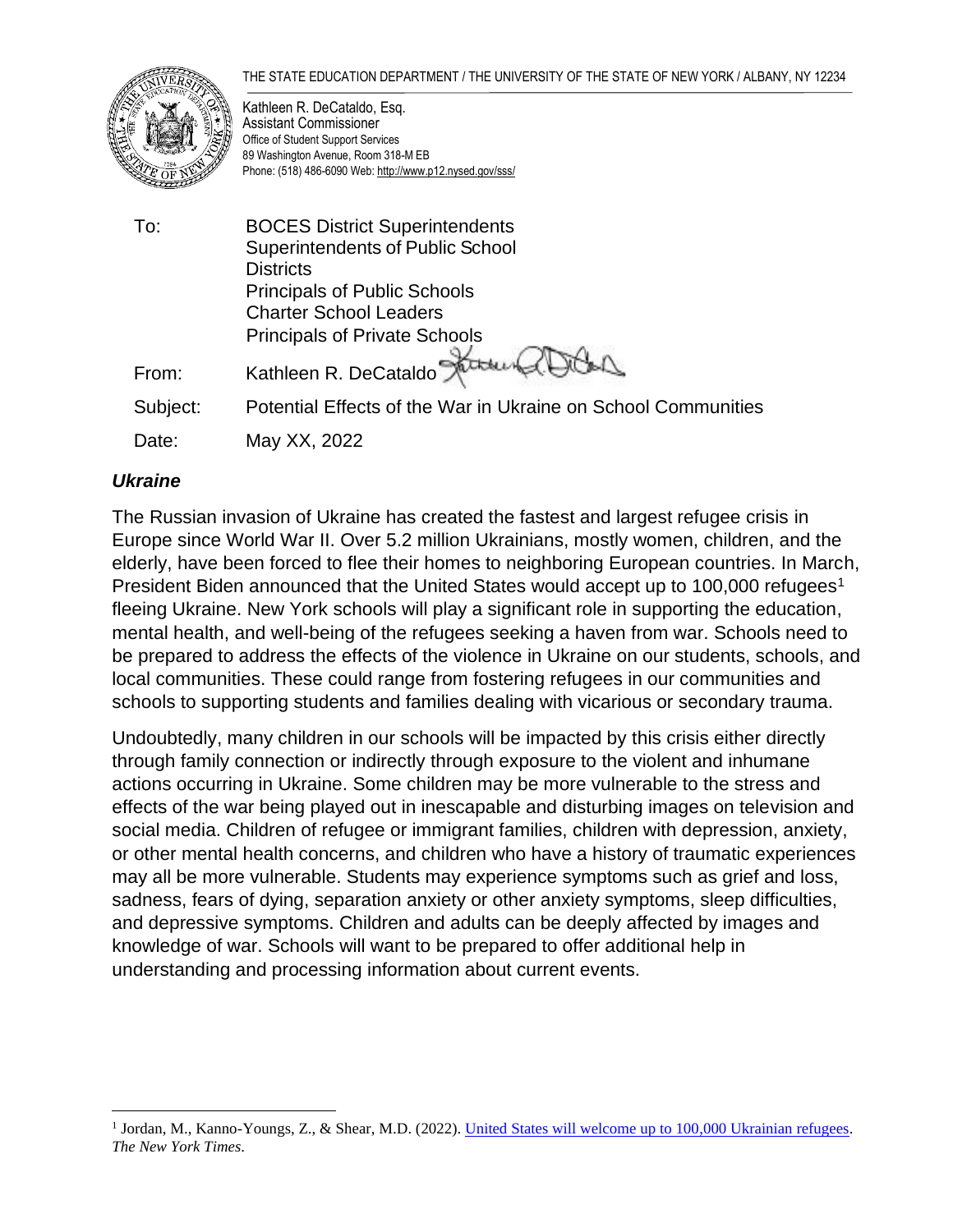THE STATE EDUCATION DEPARTMENT / THE UNIVERSITY OF THE STATE OF NEW YORK / ALBANY, NY 12234

Kathleen R. DeCataldo, Esq.
Assistant Commissioner
Office of Student Support Services
89 Washington Avenue, Room 318-M EB
Phone: (518) 486-6090 Web: http://www.p12.nysed.gov/sss/

| | |
|---|---|
| To: | BOCES District Superintendents<br>Superintendents of Public School Districts<br>Principals of Public Schools<br>Charter School Leaders<br>Principals of Private Schools |
| From: | Kathleen R. DeCataldo |
| Subject: | Potential Effects of the War in Ukraine on School Communities |
| Date: | May XX, 2022 |

### *Ukraine*

The Russian invasion of Ukraine has created the fastest and largest refugee crisis in Europe since World War II. Over 5.2 million Ukrainians, mostly women, children, and the elderly, have been forced to flee their homes to neighboring European countries. In March, President Biden announced that the United States would accept up to 100,000 refugees[1] fleeing Ukraine. New York schools will play a significant role in supporting the education, mental health, and well-being of the refugees seeking a haven from war. Schools need to be prepared to address the effects of the violence in Ukraine on our students, schools, and local communities. These could range from fostering refugees in our communities and schools to supporting students and families dealing with vicarious or secondary trauma.

Undoubtedly, many children in our schools will be impacted by this crisis either directly through family connection or indirectly through exposure to the violent and inhumane actions occurring in Ukraine. Some children may be more vulnerable to the stress and effects of the war being played out in inescapable and disturbing images on television and social media. Children of refugee or immigrant families, children with depression, anxiety, or other mental health concerns, and children who have a history of traumatic experiences may all be more vulnerable. Students may experience symptoms such as grief and loss, sadness, fears of dying, separation anxiety or other anxiety symptoms, sleep difficulties, and depressive symptoms. Children and adults can be deeply affected by images and knowledge of war. Schools will want to be prepared to offer additional help in understanding and processing information about current events.

---

[1] Jordan, M., Kanno-Youngs, Z., & Shear, M.D. (2022). United States will welcome up to 100,000 Ukrainian refugees. *The New York Times*.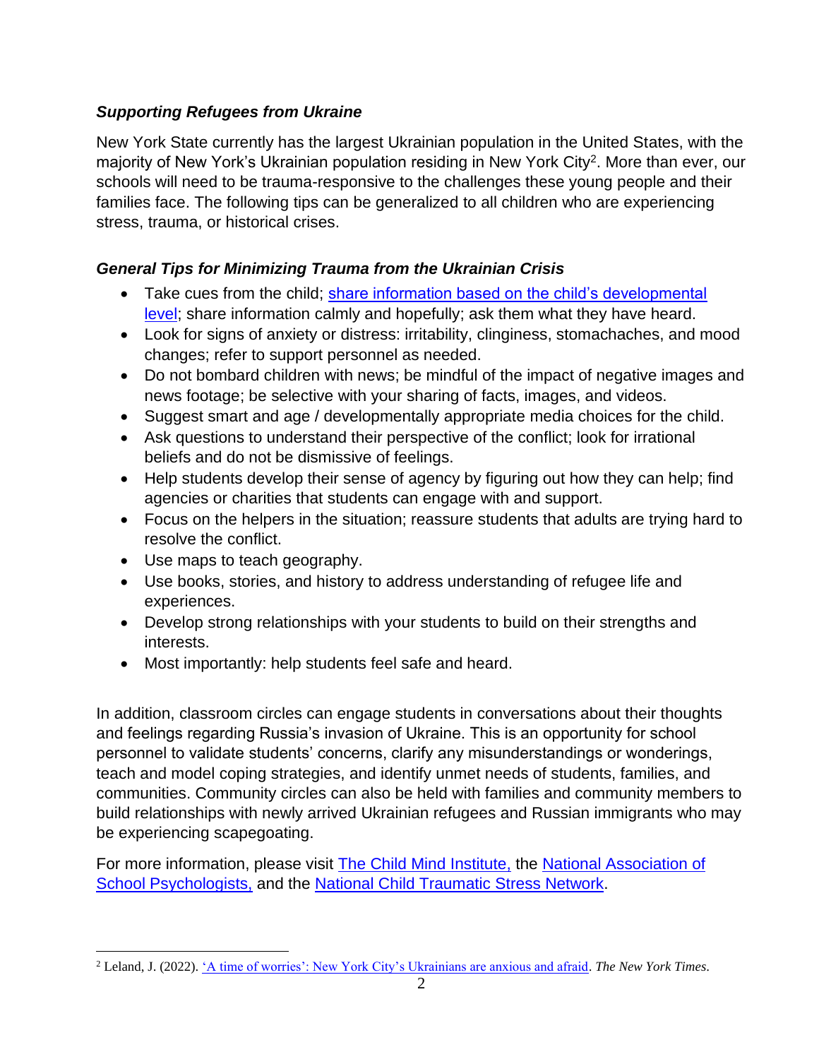### *Supporting Refugees from Ukraine*

New York State currently has the largest Ukrainian population in the United States, with the majority of New York's Ukrainian population residing in New York City[2]. More than ever, our schools will need to be trauma-responsive to the challenges these young people and their families face. The following tips can be generalized to all children who are experiencing stress, trauma, or historical crises.

### *General Tips for Minimizing Trauma from the Ukrainian Crisis*

- Take cues from the child; share information based on the child's developmental level; share information calmly and hopefully; ask them what they have heard.
- Look for signs of anxiety or distress: irritability, clinginess, stomachaches, and mood changes; refer to support personnel as needed.
- Do not bombard children with news; be mindful of the impact of negative images and news footage; be selective with your sharing of facts, images, and videos.
- Suggest smart and age / developmentally appropriate media choices for the child.
- Ask questions to understand their perspective of the conflict; look for irrational beliefs and do not be dismissive of feelings.
- Help students develop their sense of agency by figuring out how they can help; find agencies or charities that students can engage with and support.
- Focus on the helpers in the situation; reassure students that adults are trying hard to resolve the conflict.
- Use maps to teach geography.
- Use books, stories, and history to address understanding of refugee life and experiences.
- Develop strong relationships with your students to build on their strengths and interests.
- Most importantly: help students feel safe and heard.

In addition, classroom circles can engage students in conversations about their thoughts and feelings regarding Russia's invasion of Ukraine. This is an opportunity for school personnel to validate students' concerns, clarify any misunderstandings or wonderings, teach and model coping strategies, and identify unmet needs of students, families, and communities. Community circles can also be held with families and community members to build relationships with newly arrived Ukrainian refugees and Russian immigrants who may be experiencing scapegoating.

For more information, please visit The Child Mind Institute, the National Association of School Psychologists, and the National Child Traumatic Stress Network.

---

[2] Leland, J. (2022). 'A time of worries': New York City's Ukrainians are anxious and afraid. *The New York Times*.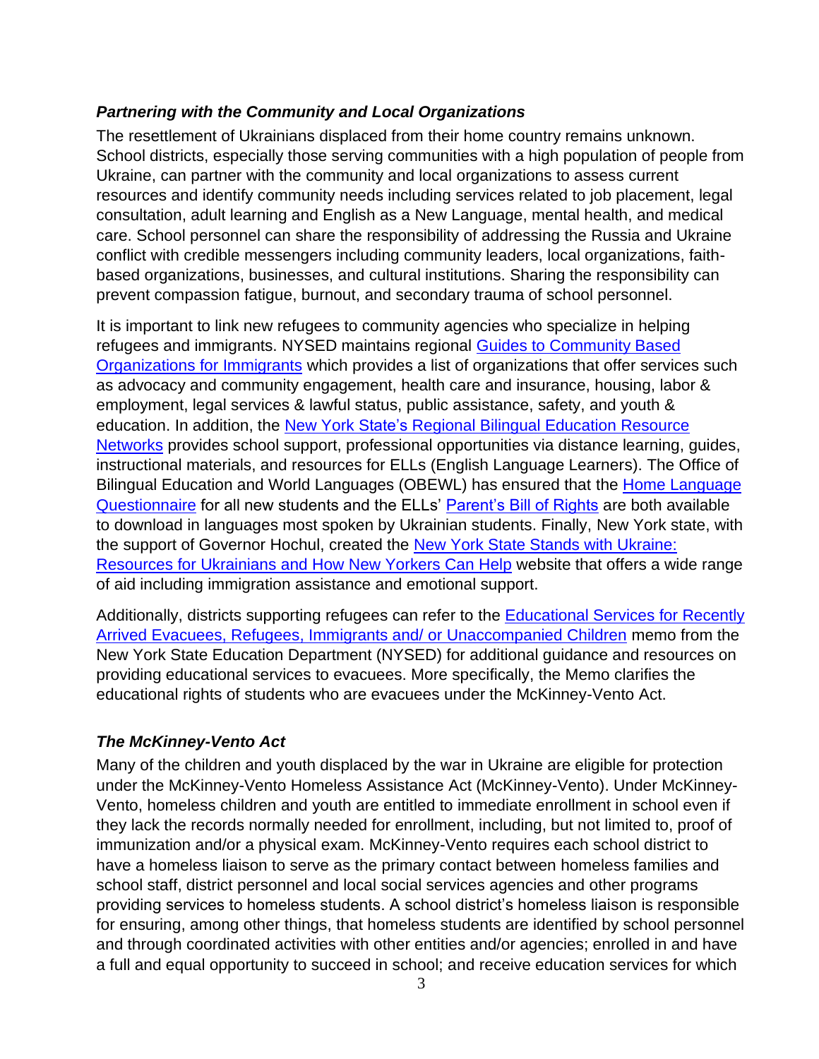### *Partnering with the Community and Local Organizations*

The resettlement of Ukrainians displaced from their home country remains unknown. School districts, especially those serving communities with a high population of people from Ukraine, can partner with the community and local organizations to assess current resources and identify community needs including services related to job placement, legal consultation, adult learning and English as a New Language, mental health, and medical care. School personnel can share the responsibility of addressing the Russia and Ukraine conflict with credible messengers including community leaders, local organizations, faith-based organizations, businesses, and cultural institutions. Sharing the responsibility can prevent compassion fatigue, burnout, and secondary trauma of school personnel.

It is important to link new refugees to community agencies who specialize in helping refugees and immigrants. NYSED maintains regional Guides to Community Based Organizations for Immigrants which provides a list of organizations that offer services such as advocacy and community engagement, health care and insurance, housing, labor & employment, legal services & lawful status, public assistance, safety, and youth & education. In addition, the New York State's Regional Bilingual Education Resource Networks provides school support, professional opportunities via distance learning, guides, instructional materials, and resources for ELLs (English Language Learners). The Office of Bilingual Education and World Languages (OBEWL) has ensured that the Home Language Questionnaire for all new students and the ELLs' Parent's Bill of Rights are both available to download in languages most spoken by Ukrainian students. Finally, New York state, with the support of Governor Hochul, created the New York State Stands with Ukraine: Resources for Ukrainians and How New Yorkers Can Help website that offers a wide range of aid including immigration assistance and emotional support.

Additionally, districts supporting refugees can refer to the Educational Services for Recently Arrived Evacuees, Refugees, Immigrants and/ or Unaccompanied Children memo from the New York State Education Department (NYSED) for additional guidance and resources on providing educational services to evacuees. More specifically, the Memo clarifies the educational rights of students who are evacuees under the McKinney-Vento Act.

### *The McKinney-Vento Act*

Many of the children and youth displaced by the war in Ukraine are eligible for protection under the McKinney-Vento Homeless Assistance Act (McKinney-Vento). Under McKinney-Vento, homeless children and youth are entitled to immediate enrollment in school even if they lack the records normally needed for enrollment, including, but not limited to, proof of immunization and/or a physical exam. McKinney-Vento requires each school district to have a homeless liaison to serve as the primary contact between homeless families and school staff, district personnel and local social services agencies and other programs providing services to homeless students. A school district's homeless liaison is responsible for ensuring, among other things, that homeless students are identified by school personnel and through coordinated activities with other entities and/or agencies; enrolled in and have a full and equal opportunity to succeed in school; and receive education services for which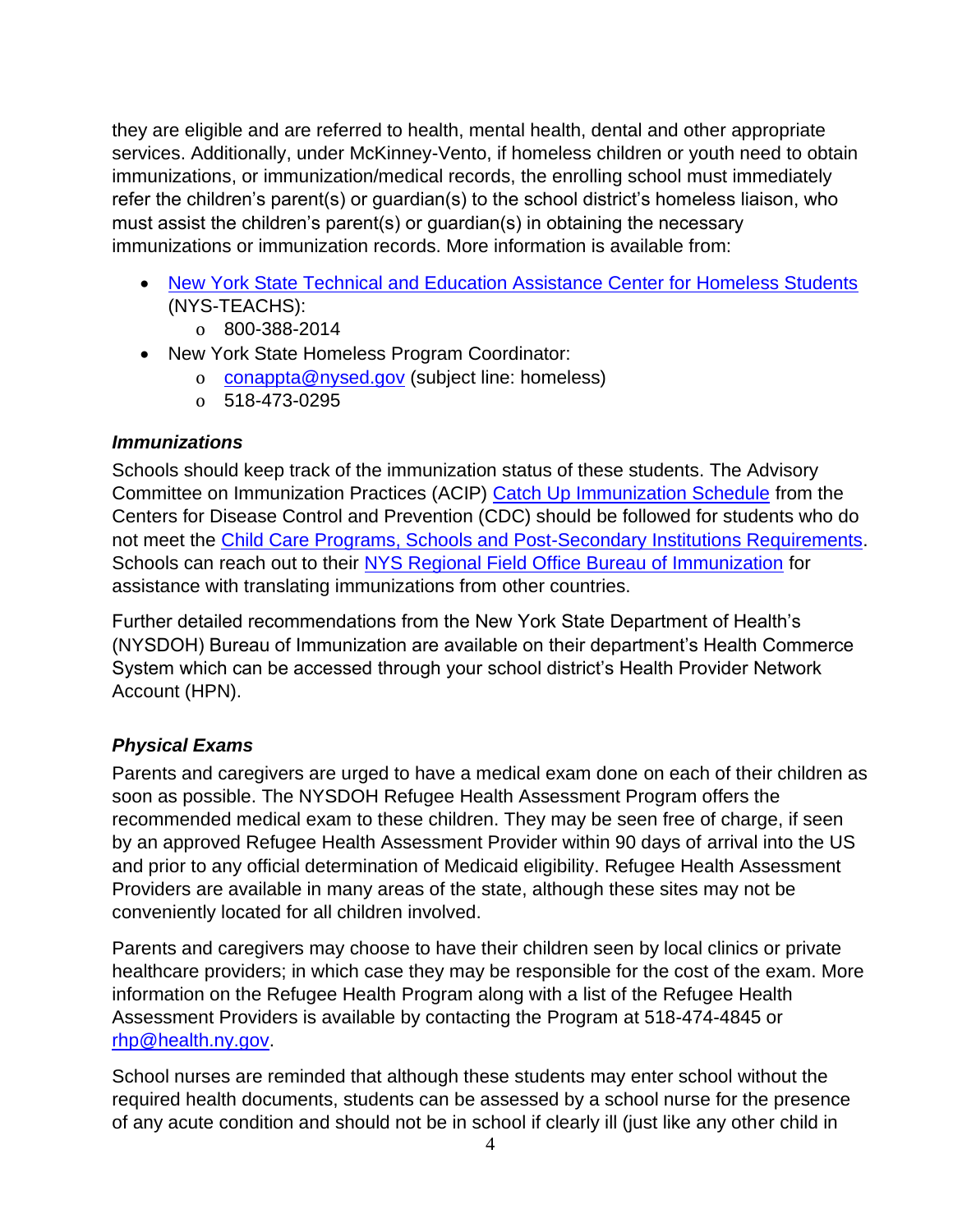they are eligible and are referred to health, mental health, dental and other appropriate services. Additionally, under McKinney-Vento, if homeless children or youth need to obtain immunizations, or immunization/medical records, the enrolling school must immediately refer the children's parent(s) or guardian(s) to the school district's homeless liaison, who must assist the children's parent(s) or guardian(s) in obtaining the necessary immunizations or immunization records. More information is available from:

- New York State Technical and Education Assistance Center for Homeless Students (NYS-TEACHS):
  - 800-388-2014
- New York State Homeless Program Coordinator:
  - conappta@nysed.gov (subject line: homeless)
  - 518-473-0295

### *Immunizations*

Schools should keep track of the immunization status of these students. The Advisory Committee on Immunization Practices (ACIP) Catch Up Immunization Schedule from the Centers for Disease Control and Prevention (CDC) should be followed for students who do not meet the Child Care Programs, Schools and Post-Secondary Institutions Requirements. Schools can reach out to their NYS Regional Field Office Bureau of Immunization for assistance with translating immunizations from other countries.

Further detailed recommendations from the New York State Department of Health's (NYSDOH) Bureau of Immunization are available on their department's Health Commerce System which can be accessed through your school district's Health Provider Network Account (HPN).

### *Physical Exams*

Parents and caregivers are urged to have a medical exam done on each of their children as soon as possible. The NYSDOH Refugee Health Assessment Program offers the recommended medical exam to these children. They may be seen free of charge, if seen by an approved Refugee Health Assessment Provider within 90 days of arrival into the US and prior to any official determination of Medicaid eligibility. Refugee Health Assessment Providers are available in many areas of the state, although these sites may not be conveniently located for all children involved.

Parents and caregivers may choose to have their children seen by local clinics or private healthcare providers; in which case they may be responsible for the cost of the exam. More information on the Refugee Health Program along with a list of the Refugee Health Assessment Providers is available by contacting the Program at 518-474-4845 or rhp@health.ny.gov.

School nurses are reminded that although these students may enter school without the required health documents, students can be assessed by a school nurse for the presence of any acute condition and should not be in school if clearly ill (just like any other child in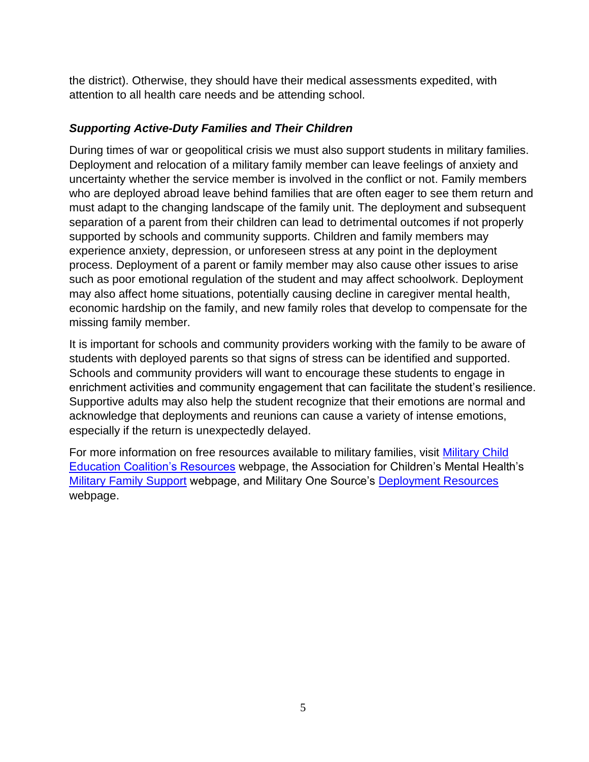the district). Otherwise, they should have their medical assessments expedited, with attention to all health care needs and be attending school.

### *Supporting Active-Duty Families and Their Children*

During times of war or geopolitical crisis we must also support students in military families. Deployment and relocation of a military family member can leave feelings of anxiety and uncertainty whether the service member is involved in the conflict or not. Family members who are deployed abroad leave behind families that are often eager to see them return and must adapt to the changing landscape of the family unit. The deployment and subsequent separation of a parent from their children can lead to detrimental outcomes if not properly supported by schools and community supports. Children and family members may experience anxiety, depression, or unforeseen stress at any point in the deployment process. Deployment of a parent or family member may also cause other issues to arise such as poor emotional regulation of the student and may affect schoolwork. Deployment may also affect home situations, potentially causing decline in caregiver mental health, economic hardship on the family, and new family roles that develop to compensate for the missing family member.

It is important for schools and community providers working with the family to be aware of students with deployed parents so that signs of stress can be identified and supported. Schools and community providers will want to encourage these students to engage in enrichment activities and community engagement that can facilitate the student's resilience. Supportive adults may also help the student recognize that their emotions are normal and acknowledge that deployments and reunions can cause a variety of intense emotions, especially if the return is unexpectedly delayed.

For more information on free resources available to military families, visit Military Child Education Coalition's Resources webpage, the Association for Children's Mental Health's Military Family Support webpage, and Military One Source's Deployment Resources webpage.